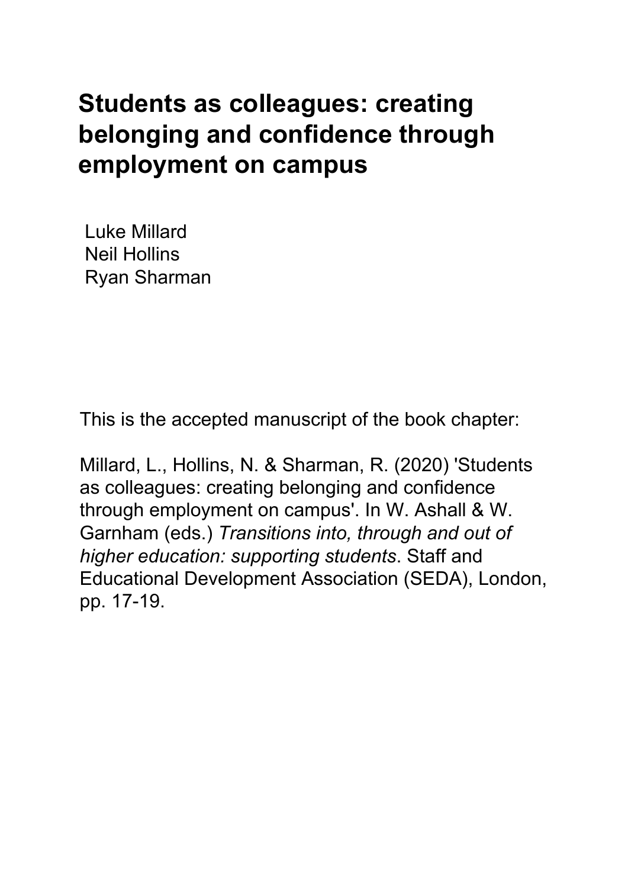# Students as colleagues: creating belonging and confidence through employment on campus

Luke Millard
Neil Hollins
Ryan Sharman

This is the accepted manuscript of the book chapter:

Millard, L., Hollins, N. & Sharman, R. (2020) 'Students as colleagues: creating belonging and confidence through employment on campus'. In W. Ashall & W. Garnham (eds.) *Transitions into, through and out of higher education: supporting students*. Staff and Educational Development Association (SEDA), London, pp. 17-19.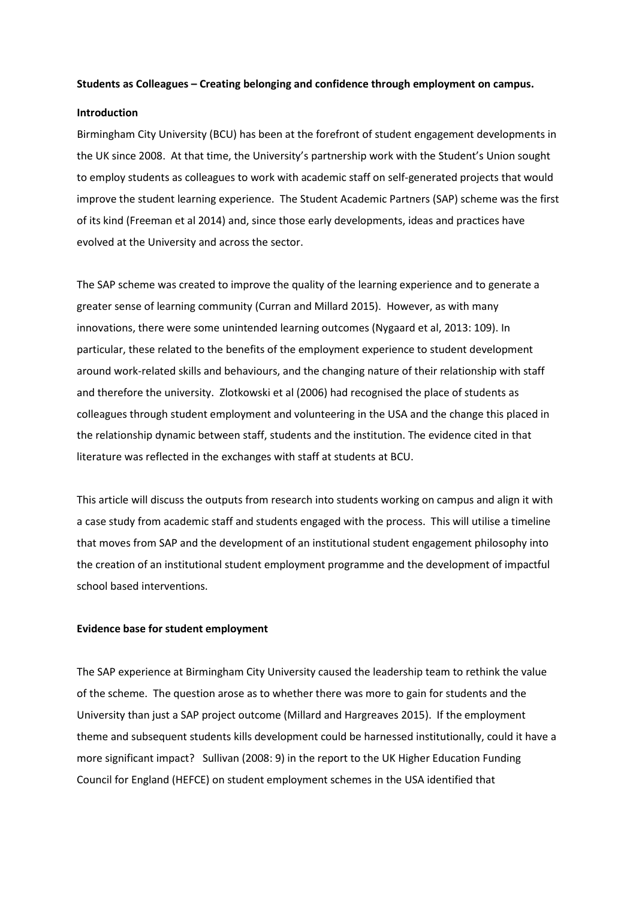**Students as Colleagues – Creating belonging and confidence through employment on campus.**

**Introduction**

Birmingham City University (BCU) has been at the forefront of student engagement developments in the UK since 2008. At that time, the University's partnership work with the Student's Union sought to employ students as colleagues to work with academic staff on self-generated projects that would improve the student learning experience. The Student Academic Partners (SAP) scheme was the first of its kind (Freeman et al 2014) and, since those early developments, ideas and practices have evolved at the University and across the sector.

The SAP scheme was created to improve the quality of the learning experience and to generate a greater sense of learning community (Curran and Millard 2015). However, as with many innovations, there were some unintended learning outcomes (Nygaard et al, 2013: 109). In particular, these related to the benefits of the employment experience to student development around work-related skills and behaviours, and the changing nature of their relationship with staff and therefore the university. Zlotkowski et al (2006) had recognised the place of students as colleagues through student employment and volunteering in the USA and the change this placed in the relationship dynamic between staff, students and the institution. The evidence cited in that literature was reflected in the exchanges with staff at students at BCU.

This article will discuss the outputs from research into students working on campus and align it with a case study from academic staff and students engaged with the process. This will utilise a timeline that moves from SAP and the development of an institutional student engagement philosophy into the creation of an institutional student employment programme and the development of impactful school based interventions.

**Evidence base for student employment**

The SAP experience at Birmingham City University caused the leadership team to rethink the value of the scheme. The question arose as to whether there was more to gain for students and the University than just a SAP project outcome (Millard and Hargreaves 2015). If the employment theme and subsequent students kills development could be harnessed institutionally, could it have a more significant impact? Sullivan (2008: 9) in the report to the UK Higher Education Funding Council for England (HEFCE) on student employment schemes in the USA identified that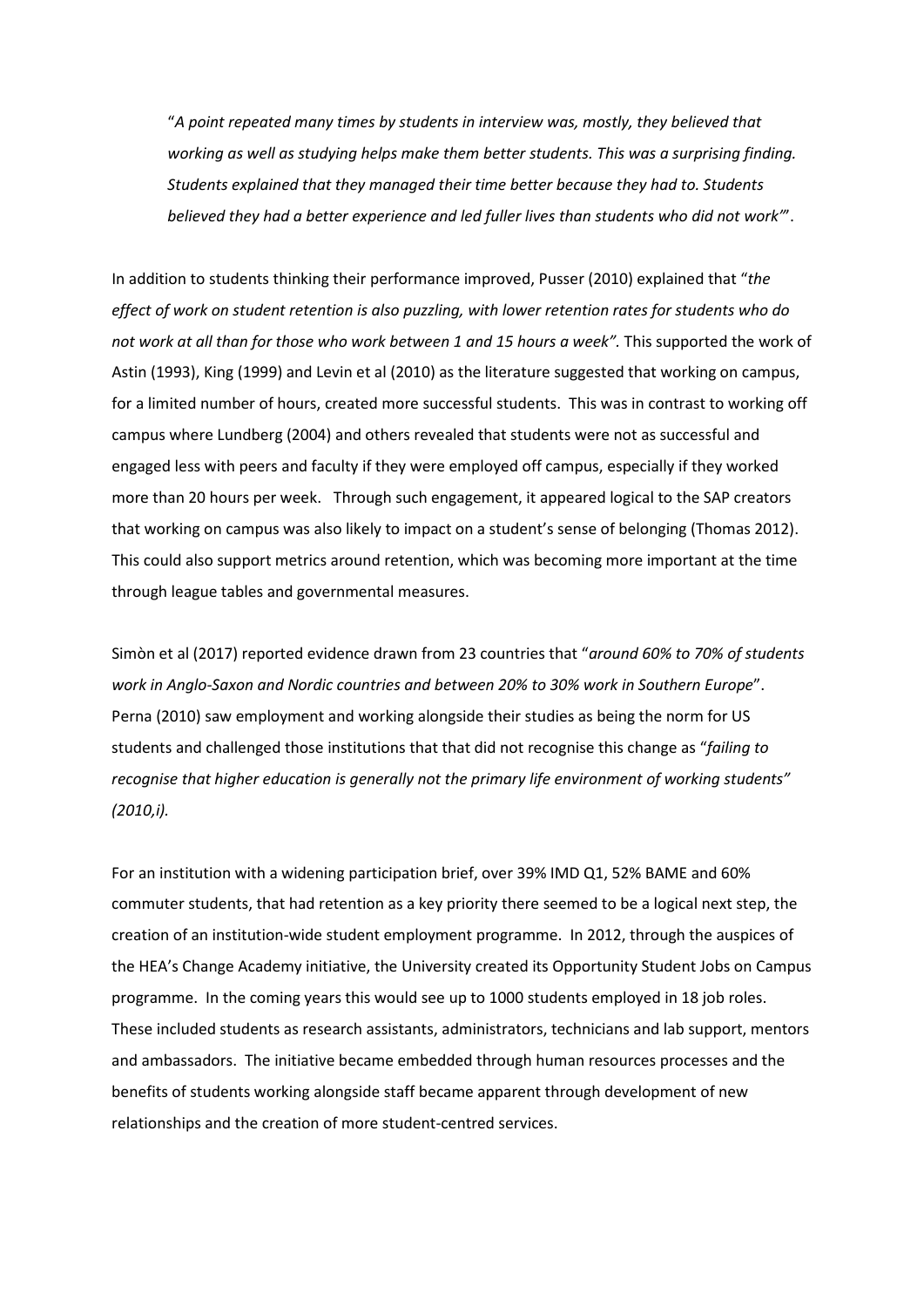> "*A point repeated many times by students in interview was, mostly, they believed that working as well as studying helps make them better students. This was a surprising finding. Students explained that they managed their time better because they had to. Students believed they had a better experience and led fuller lives than students who did not work'*".

In addition to students thinking their performance improved, Pusser (2010) explained that "*the effect of work on student retention is also puzzling, with lower retention rates for students who do not work at all than for those who work between 1 and 15 hours a week".* This supported the work of Astin (1993), King (1999) and Levin et al (2010) as the literature suggested that working on campus, for a limited number of hours, created more successful students. This was in contrast to working off campus where Lundberg (2004) and others revealed that students were not as successful and engaged less with peers and faculty if they were employed off campus, especially if they worked more than 20 hours per week. Through such engagement, it appeared logical to the SAP creators that working on campus was also likely to impact on a student's sense of belonging (Thomas 2012). This could also support metrics around retention, which was becoming more important at the time through league tables and governmental measures.

Simòn et al (2017) reported evidence drawn from 23 countries that "*around 60% to 70% of students work in Anglo-Saxon and Nordic countries and between 20% to 30% work in Southern Europe*". Perna (2010) saw employment and working alongside their studies as being the norm for US students and challenged those institutions that that did not recognise this change as "*failing to recognise that higher education is generally not the primary life environment of working students" (2010,i).*

For an institution with a widening participation brief, over 39% IMD Q1, 52% BAME and 60% commuter students, that had retention as a key priority there seemed to be a logical next step, the creation of an institution-wide student employment programme. In 2012, through the auspices of the HEA's Change Academy initiative, the University created its Opportunity Student Jobs on Campus programme. In the coming years this would see up to 1000 students employed in 18 job roles. These included students as research assistants, administrators, technicians and lab support, mentors and ambassadors. The initiative became embedded through human resources processes and the benefits of students working alongside staff became apparent through development of new relationships and the creation of more student-centred services.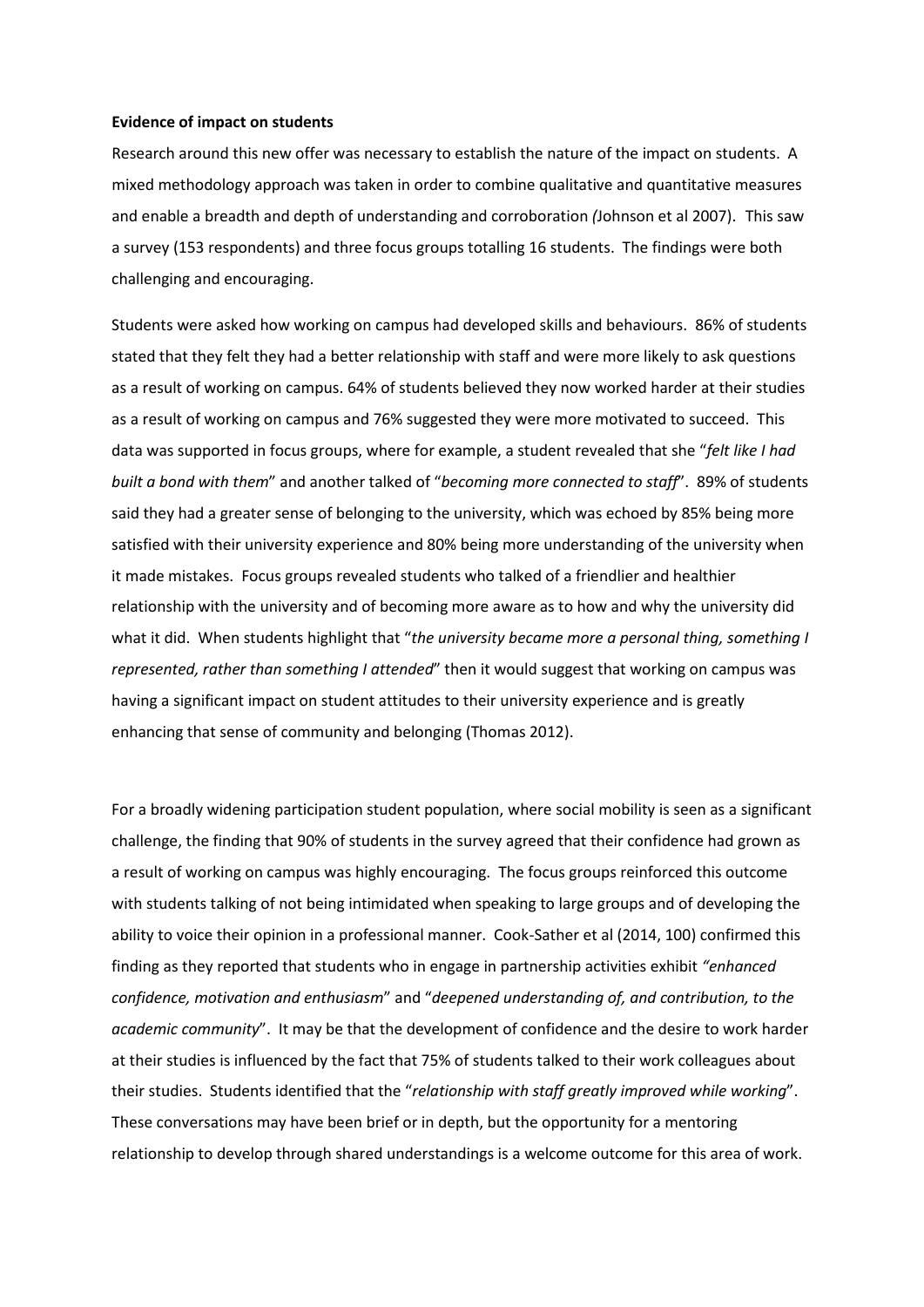**Evidence of impact on students**

Research around this new offer was necessary to establish the nature of the impact on students. A mixed methodology approach was taken in order to combine qualitative and quantitative measures and enable a breadth and depth of understanding and corroboration *(*Johnson et al 2007). This saw a survey (153 respondents) and three focus groups totalling 16 students. The findings were both challenging and encouraging.

Students were asked how working on campus had developed skills and behaviours. 86% of students stated that they felt they had a better relationship with staff and were more likely to ask questions as a result of working on campus. 64% of students believed they now worked harder at their studies as a result of working on campus and 76% suggested they were more motivated to succeed. This data was supported in focus groups, where for example, a student revealed that she "*felt like I had built a bond with them*" and another talked of "*becoming more connected to staff*". 89% of students said they had a greater sense of belonging to the university, which was echoed by 85% being more satisfied with their university experience and 80% being more understanding of the university when it made mistakes. Focus groups revealed students who talked of a friendlier and healthier relationship with the university and of becoming more aware as to how and why the university did what it did. When students highlight that "*the university became more a personal thing, something I represented, rather than something I attended*" then it would suggest that working on campus was having a significant impact on student attitudes to their university experience and is greatly enhancing that sense of community and belonging (Thomas 2012).

For a broadly widening participation student population, where social mobility is seen as a significant challenge, the finding that 90% of students in the survey agreed that their confidence had grown as a result of working on campus was highly encouraging. The focus groups reinforced this outcome with students talking of not being intimidated when speaking to large groups and of developing the ability to voice their opinion in a professional manner. Cook-Sather et al (2014, 100) confirmed this finding as they reported that students who in engage in partnership activities exhibit *"enhanced confidence, motivation and enthusiasm*" and "*deepened understanding of, and contribution, to the academic community*". It may be that the development of confidence and the desire to work harder at their studies is influenced by the fact that 75% of students talked to their work colleagues about their studies. Students identified that the "*relationship with staff greatly improved while working*". These conversations may have been brief or in depth, but the opportunity for a mentoring relationship to develop through shared understandings is a welcome outcome for this area of work.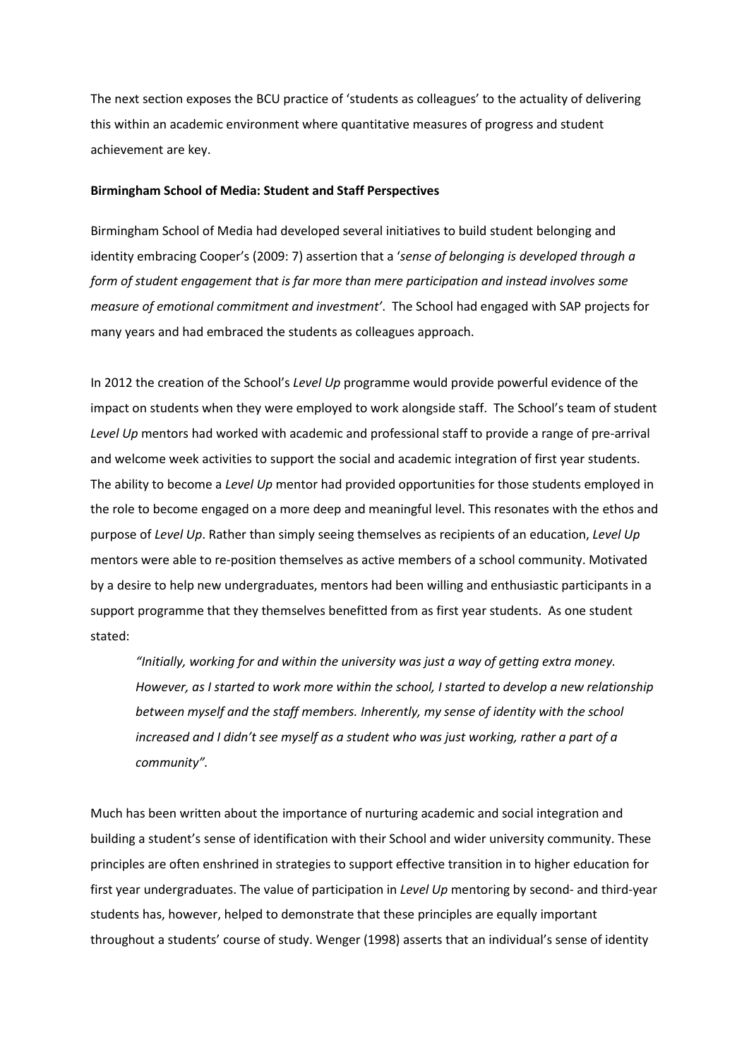The next section exposes the BCU practice of 'students as colleagues' to the actuality of delivering this within an academic environment where quantitative measures of progress and student achievement are key.

**Birmingham School of Media: Student and Staff Perspectives**

Birmingham School of Media had developed several initiatives to build student belonging and identity embracing Cooper's (2009: 7) assertion that a '*sense of belonging is developed through a form of student engagement that is far more than mere participation and instead involves some measure of emotional commitment and investment'*. The School had engaged with SAP projects for many years and had embraced the students as colleagues approach.

In 2012 the creation of the School's *Level Up* programme would provide powerful evidence of the impact on students when they were employed to work alongside staff. The School's team of student *Level Up* mentors had worked with academic and professional staff to provide a range of pre-arrival and welcome week activities to support the social and academic integration of first year students. The ability to become a *Level Up* mentor had provided opportunities for those students employed in the role to become engaged on a more deep and meaningful level. This resonates with the ethos and purpose of *Level Up*. Rather than simply seeing themselves as recipients of an education, *Level Up* mentors were able to re-position themselves as active members of a school community. Motivated by a desire to help new undergraduates, mentors had been willing and enthusiastic participants in a support programme that they themselves benefitted from as first year students. As one student stated:

> *"Initially, working for and within the university was just a way of getting extra money. However, as I started to work more within the school, I started to develop a new relationship between myself and the staff members. Inherently, my sense of identity with the school increased and I didn't see myself as a student who was just working, rather a part of a community".*

Much has been written about the importance of nurturing academic and social integration and building a student's sense of identification with their School and wider university community. These principles are often enshrined in strategies to support effective transition in to higher education for first year undergraduates. The value of participation in *Level Up* mentoring by second- and third-year students has, however, helped to demonstrate that these principles are equally important throughout a students' course of study. Wenger (1998) asserts that an individual's sense of identity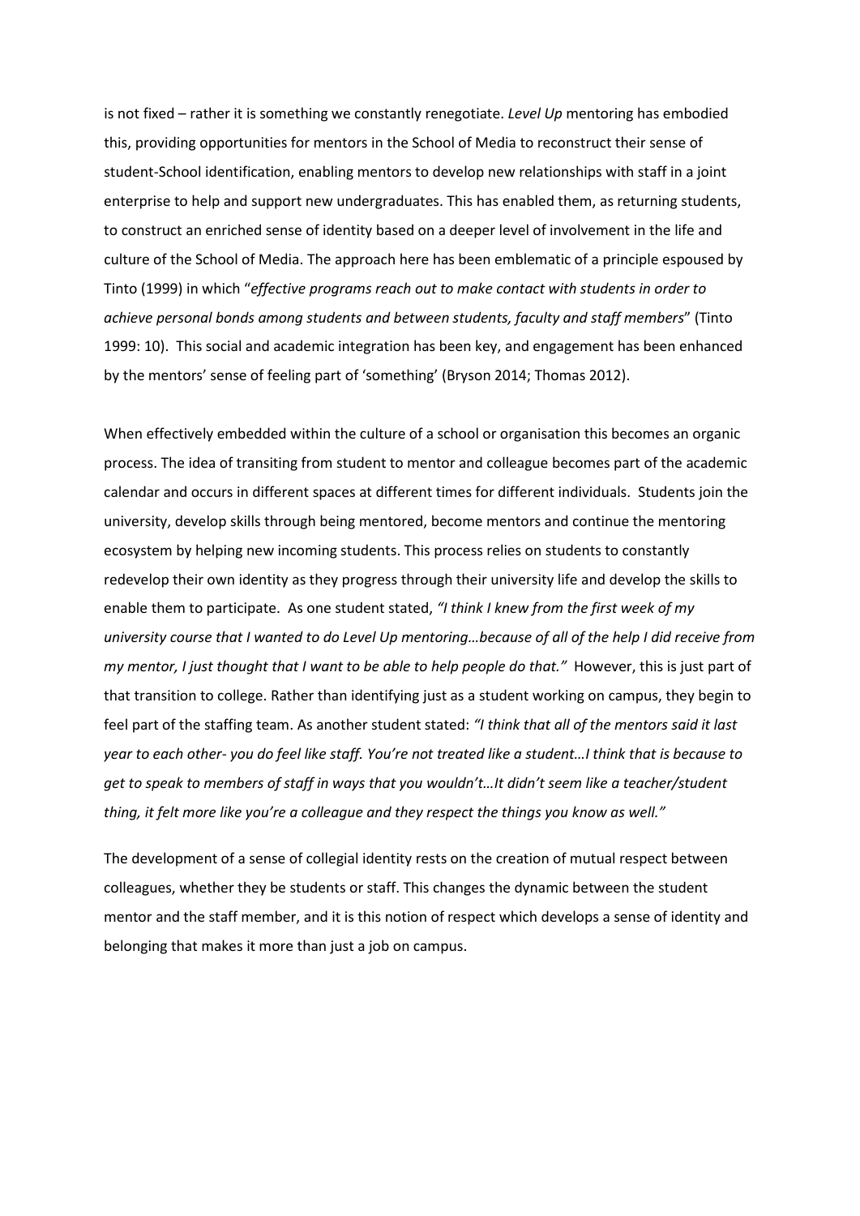is not fixed – rather it is something we constantly renegotiate. *Level Up* mentoring has embodied this, providing opportunities for mentors in the School of Media to reconstruct their sense of student-School identification, enabling mentors to develop new relationships with staff in a joint enterprise to help and support new undergraduates. This has enabled them, as returning students, to construct an enriched sense of identity based on a deeper level of involvement in the life and culture of the School of Media. The approach here has been emblematic of a principle espoused by Tinto (1999) in which "*effective programs reach out to make contact with students in order to achieve personal bonds among students and between students, faculty and staff members*" (Tinto 1999: 10). This social and academic integration has been key, and engagement has been enhanced by the mentors' sense of feeling part of 'something' (Bryson 2014; Thomas 2012).

When effectively embedded within the culture of a school or organisation this becomes an organic process. The idea of transiting from student to mentor and colleague becomes part of the academic calendar and occurs in different spaces at different times for different individuals. Students join the university, develop skills through being mentored, become mentors and continue the mentoring ecosystem by helping new incoming students. This process relies on students to constantly redevelop their own identity as they progress through their university life and develop the skills to enable them to participate. As one student stated, *"I think I knew from the first week of my university course that I wanted to do Level Up mentoring…because of all of the help I did receive from my mentor, I just thought that I want to be able to help people do that."* However, this is just part of that transition to college. Rather than identifying just as a student working on campus, they begin to feel part of the staffing team. As another student stated: *"I think that all of the mentors said it last year to each other- you do feel like staff. You're not treated like a student…I think that is because to get to speak to members of staff in ways that you wouldn't…It didn't seem like a teacher/student thing, it felt more like you're a colleague and they respect the things you know as well."*

The development of a sense of collegial identity rests on the creation of mutual respect between colleagues, whether they be students or staff. This changes the dynamic between the student mentor and the staff member, and it is this notion of respect which develops a sense of identity and belonging that makes it more than just a job on campus.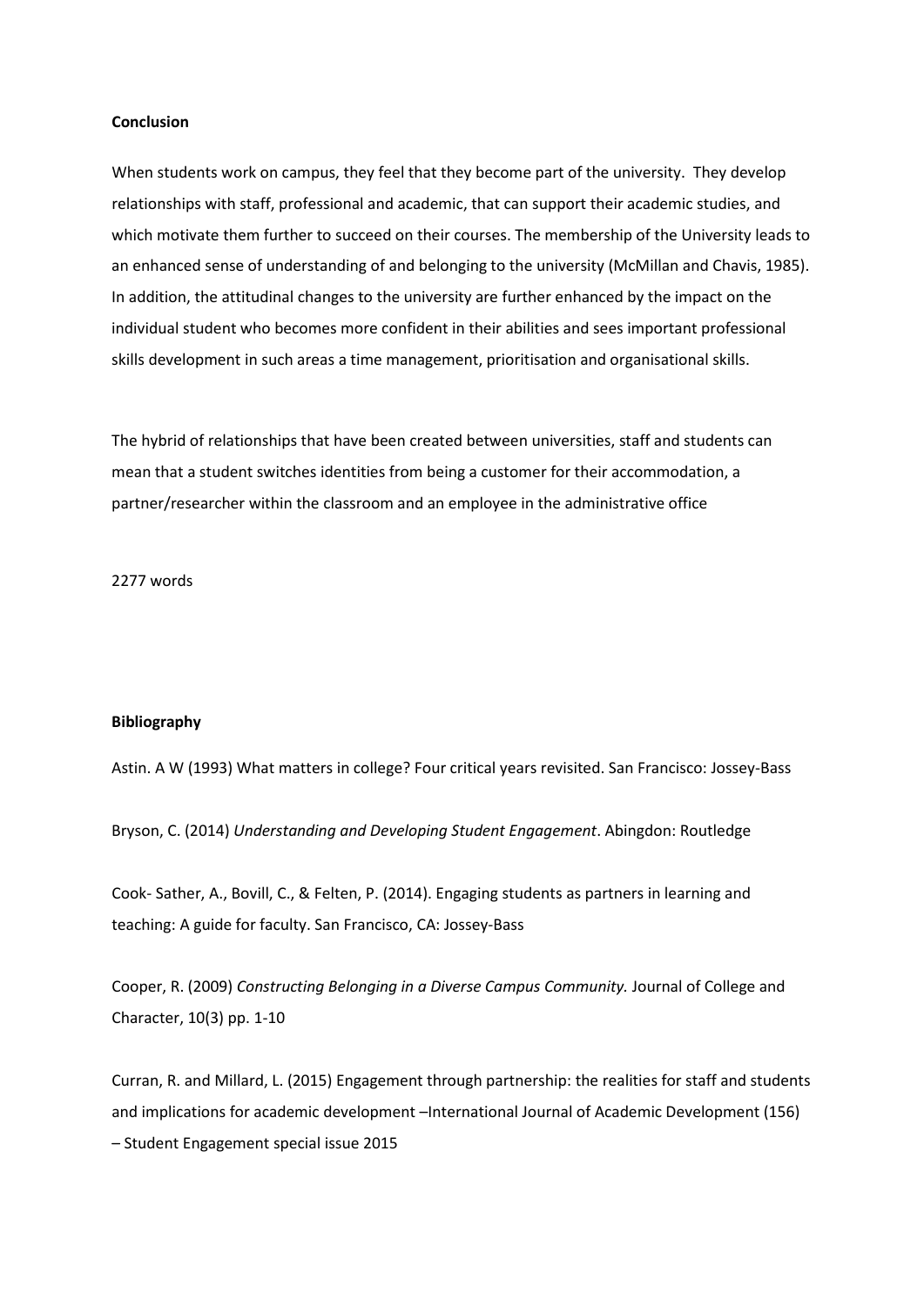**Conclusion**

When students work on campus, they feel that they become part of the university. They develop relationships with staff, professional and academic, that can support their academic studies, and which motivate them further to succeed on their courses. The membership of the University leads to an enhanced sense of understanding of and belonging to the university (McMillan and Chavis, 1985). In addition, the attitudinal changes to the university are further enhanced by the impact on the individual student who becomes more confident in their abilities and sees important professional skills development in such areas a time management, prioritisation and organisational skills.

The hybrid of relationships that have been created between universities, staff and students can mean that a student switches identities from being a customer for their accommodation, a partner/researcher within the classroom and an employee in the administrative office

2277 words

**Bibliography**

Astin. A W (1993) What matters in college? Four critical years revisited. San Francisco: Jossey-Bass

Bryson, C. (2014) *Understanding and Developing Student Engagement*. Abingdon: Routledge

Cook- Sather, A., Bovill, C., & Felten, P. (2014). Engaging students as partners in learning and teaching: A guide for faculty. San Francisco, CA: Jossey-Bass

Cooper, R. (2009) *Constructing Belonging in a Diverse Campus Community.* Journal of College and Character, 10(3) pp. 1-10

Curran, R. and Millard, L. (2015) Engagement through partnership: the realities for staff and students and implications for academic development –International Journal of Academic Development (156) – Student Engagement special issue 2015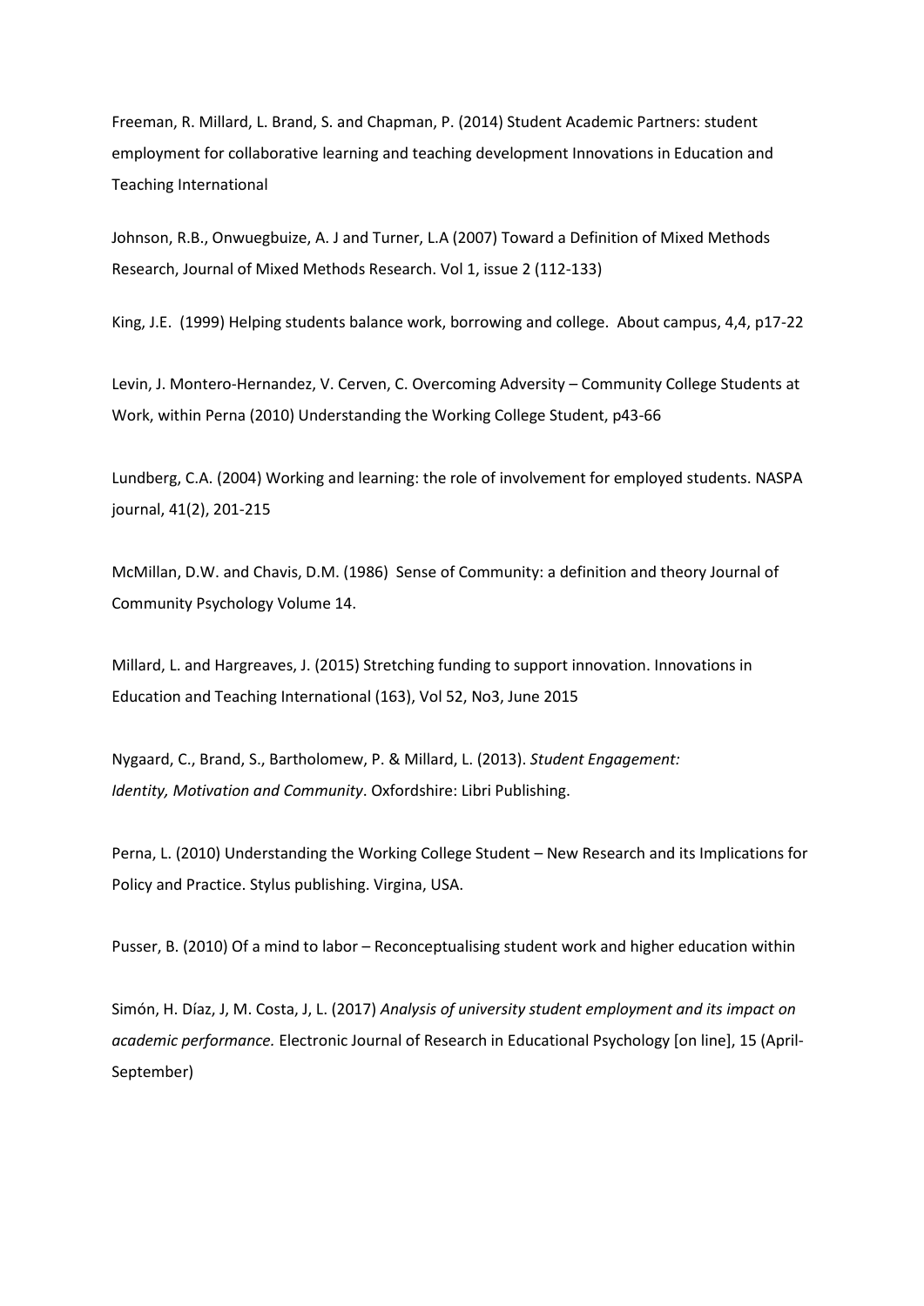Freeman, R. Millard, L. Brand, S. and Chapman, P. (2014) Student Academic Partners: student employment for collaborative learning and teaching development Innovations in Education and Teaching International

Johnson, R.B., Onwuegbuize, A. J and Turner, L.A (2007) Toward a Definition of Mixed Methods Research, Journal of Mixed Methods Research. Vol 1, issue 2 (112-133)

King, J.E. (1999) Helping students balance work, borrowing and college. About campus, 4,4, p17-22

Levin, J. Montero-Hernandez, V. Cerven, C. Overcoming Adversity – Community College Students at Work, within Perna (2010) Understanding the Working College Student, p43-66

Lundberg, C.A. (2004) Working and learning: the role of involvement for employed students. NASPA journal, 41(2), 201-215

McMillan, D.W. and Chavis, D.M. (1986) Sense of Community: a definition and theory Journal of Community Psychology Volume 14.

Millard, L. and Hargreaves, J. (2015) Stretching funding to support innovation. Innovations in Education and Teaching International (163), Vol 52, No3, June 2015

Nygaard, C., Brand, S., Bartholomew, P. & Millard, L. (2013). *Student Engagement: Identity, Motivation and Community*. Oxfordshire: Libri Publishing.

Perna, L. (2010) Understanding the Working College Student – New Research and its Implications for Policy and Practice. Stylus publishing. Virgina, USA.

Pusser, B. (2010) Of a mind to labor – Reconceptualising student work and higher education within

Simón, H. Díaz, J, M. Costa, J, L. (2017) *Analysis of university student employment and its impact on academic performance.* Electronic Journal of Research in Educational Psychology [on line], 15 (April-September)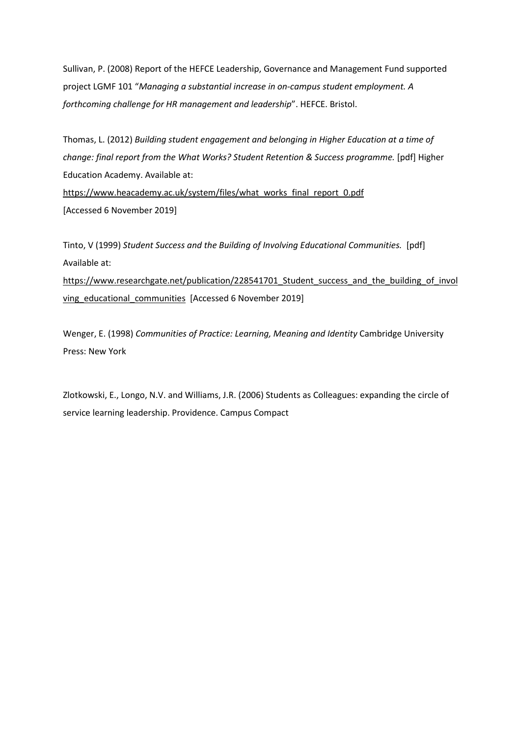Sullivan, P. (2008) Report of the HEFCE Leadership, Governance and Management Fund supported project LGMF 101 "*Managing a substantial increase in on-campus student employment. A forthcoming challenge for HR management and leadership*". HEFCE. Bristol.

Thomas, L. (2012) *Building student engagement and belonging in Higher Education at a time of change: final report from the What Works? Student Retention & Success programme.* [pdf] Higher Education Academy. Available at: https://www.heacademy.ac.uk/system/files/what_works_final_report_0.pdf [Accessed 6 November 2019]

Tinto, V (1999) *Student Success and the Building of Involving Educational Communities.* [pdf] Available at: https://www.researchgate.net/publication/228541701_Student_success_and_the_building_of_involving_educational_communities [Accessed 6 November 2019]

Wenger, E. (1998) *Communities of Practice: Learning, Meaning and Identity* Cambridge University Press: New York

Zlotkowski, E., Longo, N.V. and Williams, J.R. (2006) Students as Colleagues: expanding the circle of service learning leadership. Providence. Campus Compact